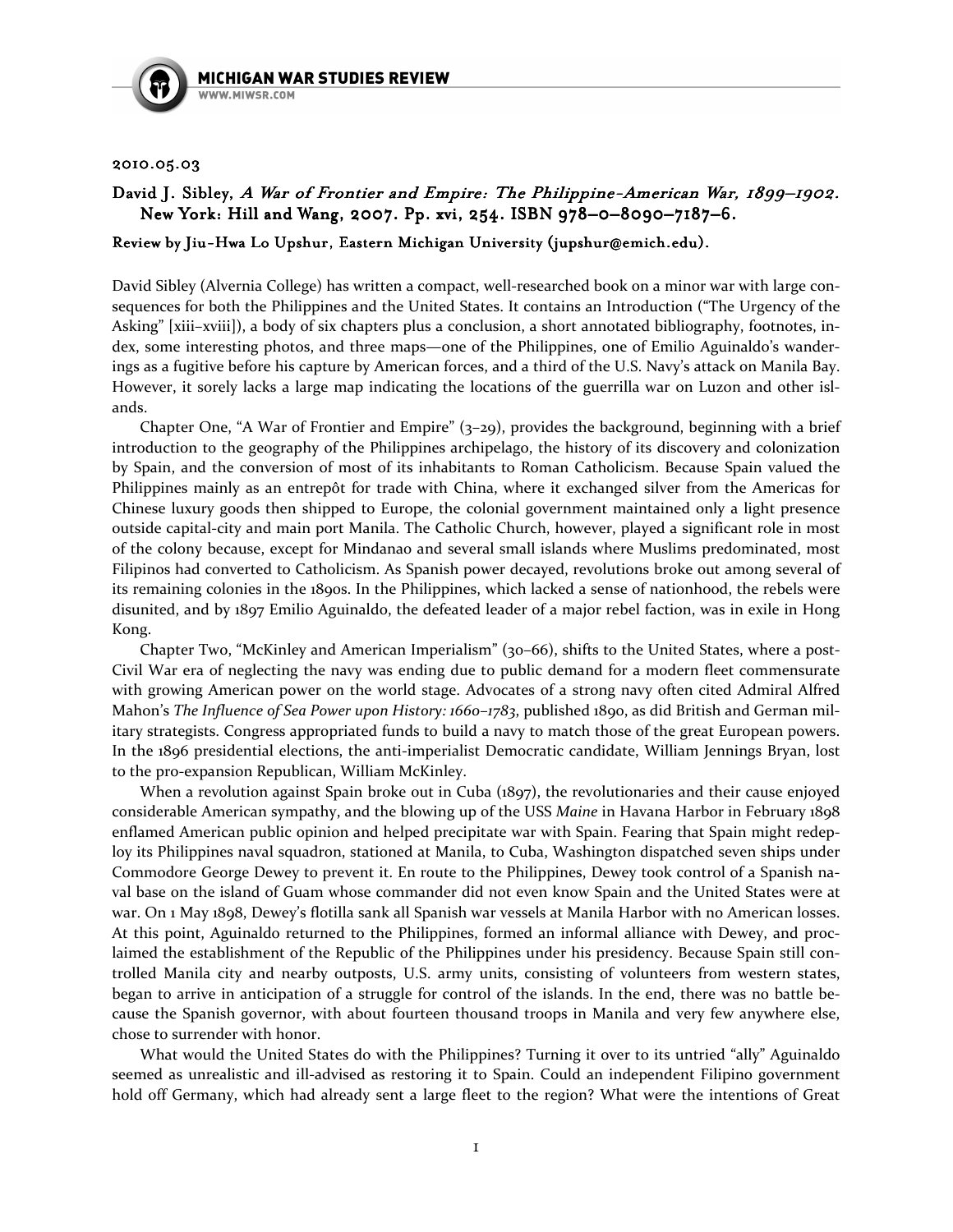2010.05.03

**David J. Sibley, *A War of Frontier and Empire: The Philippine-American War, 1899–1902*. New York: Hill and Wang, 2007. Pp. xvi, 254. ISBN 978–0–8090–7187–6.**

**Review by Jiu-Hwa Lo Upshur, Eastern Michigan University (jupshur@emich.edu).**

David Sibley (Alvernia College) has written a compact, well-researched book on a minor war with large consequences for both the Philippines and the United States. It contains an Introduction ("The Urgency of the Asking" [xiii–xviii]), a body of six chapters plus a conclusion, a short annotated bibliography, footnotes, index, some interesting photos, and three maps—one of the Philippines, one of Emilio Aguinaldo's wanderings as a fugitive before his capture by American forces, and a third of the U.S. Navy's attack on Manila Bay. However, it sorely lacks a large map indicating the locations of the guerrilla war on Luzon and other islands.

Chapter One, "A War of Frontier and Empire" (3–29), provides the background, beginning with a brief introduction to the geography of the Philippines archipelago, the history of its discovery and colonization by Spain, and the conversion of most of its inhabitants to Roman Catholicism. Because Spain valued the Philippines mainly as an entrepôt for trade with China, where it exchanged silver from the Americas for Chinese luxury goods then shipped to Europe, the colonial government maintained only a light presence outside capital-city and main port Manila. The Catholic Church, however, played a significant role in most of the colony because, except for Mindanao and several small islands where Muslims predominated, most Filipinos had converted to Catholicism. As Spanish power decayed, revolutions broke out among several of its remaining colonies in the 1890s. In the Philippines, which lacked a sense of nationhood, the rebels were disunited, and by 1897 Emilio Aguinaldo, the defeated leader of a major rebel faction, was in exile in Hong Kong.

Chapter Two, "McKinley and American Imperialism" (30–66), shifts to the United States, where a post-Civil War era of neglecting the navy was ending due to public demand for a modern fleet commensurate with growing American power on the world stage. Advocates of a strong navy often cited Admiral Alfred Mahon's *The Influence of Sea Power upon History: 1660–1783*, published 1890, as did British and German military strategists. Congress appropriated funds to build a navy to match those of the great European powers. In the 1896 presidential elections, the anti-imperialist Democratic candidate, William Jennings Bryan, lost to the pro-expansion Republican, William McKinley.

When a revolution against Spain broke out in Cuba (1897), the revolutionaries and their cause enjoyed considerable American sympathy, and the blowing up of the USS *Maine* in Havana Harbor in February 1898 enflamed American public opinion and helped precipitate war with Spain. Fearing that Spain might redeploy its Philippines naval squadron, stationed at Manila, to Cuba, Washington dispatched seven ships under Commodore George Dewey to prevent it. En route to the Philippines, Dewey took control of a Spanish naval base on the island of Guam whose commander did not even know Spain and the United States were at war. On 1 May 1898, Dewey's flotilla sank all Spanish war vessels at Manila Harbor with no American losses. At this point, Aguinaldo returned to the Philippines, formed an informal alliance with Dewey, and proclaimed the establishment of the Republic of the Philippines under his presidency. Because Spain still controlled Manila city and nearby outposts, U.S. army units, consisting of volunteers from western states, began to arrive in anticipation of a struggle for control of the islands. In the end, there was no battle because the Spanish governor, with about fourteen thousand troops in Manila and very few anywhere else, chose to surrender with honor.

What would the United States do with the Philippines? Turning it over to its untried "ally" Aguinaldo seemed as unrealistic and ill-advised as restoring it to Spain. Could an independent Filipino government hold off Germany, which had already sent a large fleet to the region? What were the intentions of Great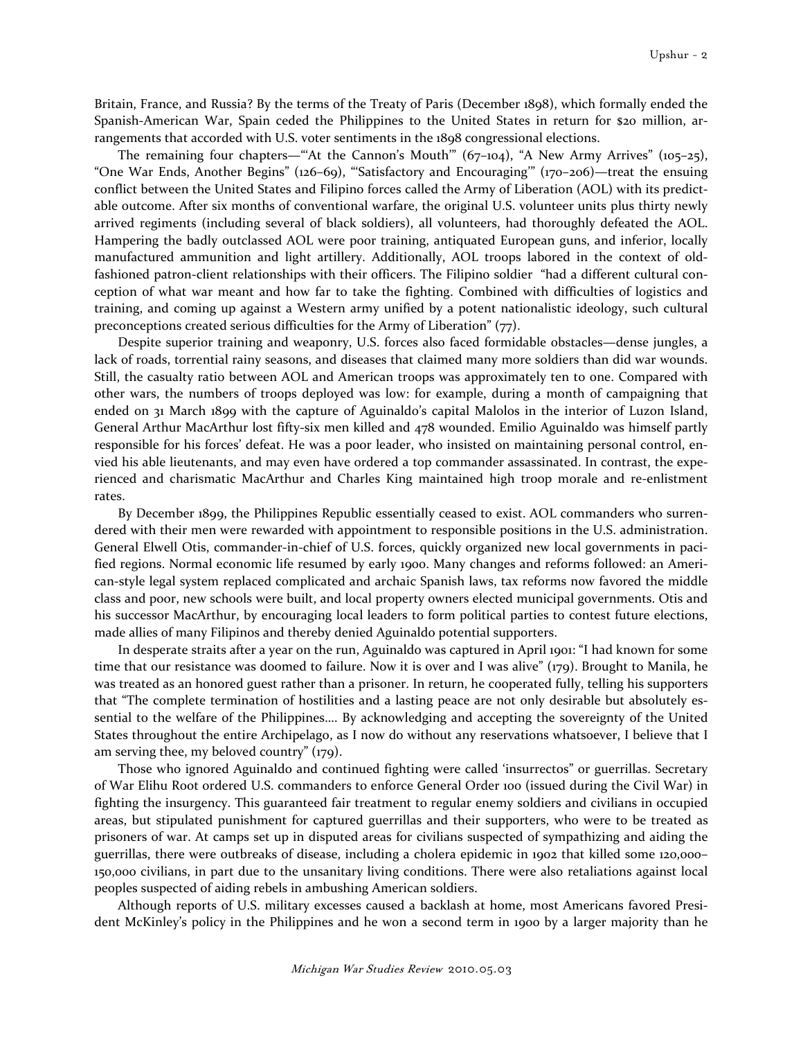Britain, France, and Russia? By the terms of the Treaty of Paris (December 1898), which formally ended the Spanish-American War, Spain ceded the Philippines to the United States in return for $20 million, arrangements that accorded with U.S. voter sentiments in the 1898 congressional elections.

The remaining four chapters—"'At the Cannon's Mouth'" (67–104), "A New Army Arrives" (105–25), "One War Ends, Another Begins" (126–69), "'Satisfactory and Encouraging'" (170–206)—treat the ensuing conflict between the United States and Filipino forces called the Army of Liberation (AOL) with its predictable outcome. After six months of conventional warfare, the original U.S. volunteer units plus thirty newly arrived regiments (including several of black soldiers), all volunteers, had thoroughly defeated the AOL. Hampering the badly outclassed AOL were poor training, antiquated European guns, and inferior, locally manufactured ammunition and light artillery. Additionally, AOL troops labored in the context of old-fashioned patron-client relationships with their officers. The Filipino soldier "had a different cultural conception of what war meant and how far to take the fighting. Combined with difficulties of logistics and training, and coming up against a Western army unified by a potent nationalistic ideology, such cultural preconceptions created serious difficulties for the Army of Liberation" (77).

Despite superior training and weaponry, U.S. forces also faced formidable obstacles—dense jungles, a lack of roads, torrential rainy seasons, and diseases that claimed many more soldiers than did war wounds. Still, the casualty ratio between AOL and American troops was approximately ten to one. Compared with other wars, the numbers of troops deployed was low: for example, during a month of campaigning that ended on 31 March 1899 with the capture of Aguinaldo's capital Malolos in the interior of Luzon Island, General Arthur MacArthur lost fifty-six men killed and 478 wounded. Emilio Aguinaldo was himself partly responsible for his forces' defeat. He was a poor leader, who insisted on maintaining personal control, envied his able lieutenants, and may even have ordered a top commander assassinated. In contrast, the experienced and charismatic MacArthur and Charles King maintained high troop morale and re-enlistment rates.

By December 1899, the Philippines Republic essentially ceased to exist. AOL commanders who surrendered with their men were rewarded with appointment to responsible positions in the U.S. administration. General Elwell Otis, commander-in-chief of U.S. forces, quickly organized new local governments in pacified regions. Normal economic life resumed by early 1900. Many changes and reforms followed: an American-style legal system replaced complicated and archaic Spanish laws, tax reforms now favored the middle class and poor, new schools were built, and local property owners elected municipal governments. Otis and his successor MacArthur, by encouraging local leaders to form political parties to contest future elections, made allies of many Filipinos and thereby denied Aguinaldo potential supporters.

In desperate straits after a year on the run, Aguinaldo was captured in April 1901: "I had known for some time that our resistance was doomed to failure. Now it is over and I was alive" (179). Brought to Manila, he was treated as an honored guest rather than a prisoner. In return, he cooperated fully, telling his supporters that "The complete termination of hostilities and a lasting peace are not only desirable but absolutely essential to the welfare of the Philippines.... By acknowledging and accepting the sovereignty of the United States throughout the entire Archipelago, as I now do without any reservations whatsoever, I believe that I am serving thee, my beloved country" (179).

Those who ignored Aguinaldo and continued fighting were called 'insurrectos" or guerrillas. Secretary of War Elihu Root ordered U.S. commanders to enforce General Order 100 (issued during the Civil War) in fighting the insurgency. This guaranteed fair treatment to regular enemy soldiers and civilians in occupied areas, but stipulated punishment for captured guerrillas and their supporters, who were to be treated as prisoners of war. At camps set up in disputed areas for civilians suspected of sympathizing and aiding the guerrillas, there were outbreaks of disease, including a cholera epidemic in 1902 that killed some 120,000–150,000 civilians, in part due to the unsanitary living conditions. There were also retaliations against local peoples suspected of aiding rebels in ambushing American soldiers.

Although reports of U.S. military excesses caused a backlash at home, most Americans favored President McKinley's policy in the Philippines and he won a second term in 1900 by a larger majority than he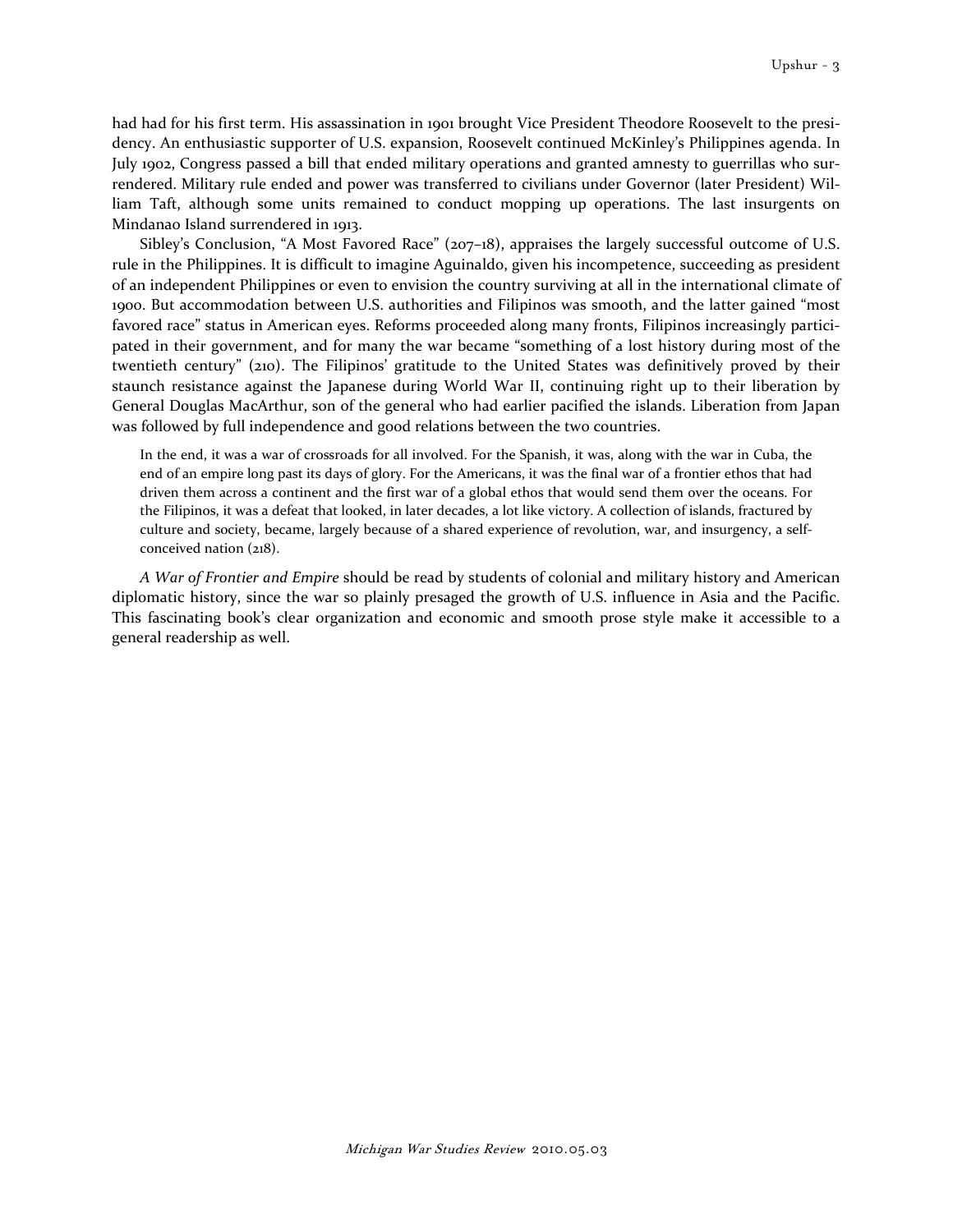had had for his first term. His assassination in 1901 brought Vice President Theodore Roosevelt to the presidency. An enthusiastic supporter of U.S. expansion, Roosevelt continued McKinley's Philippines agenda. In July 1902, Congress passed a bill that ended military operations and granted amnesty to guerrillas who surrendered. Military rule ended and power was transferred to civilians under Governor (later President) William Taft, although some units remained to conduct mopping up operations. The last insurgents on Mindanao Island surrendered in 1913.

Sibley's Conclusion, "A Most Favored Race" (207–18), appraises the largely successful outcome of U.S. rule in the Philippines. It is difficult to imagine Aguinaldo, given his incompetence, succeeding as president of an independent Philippines or even to envision the country surviving at all in the international climate of 1900. But accommodation between U.S. authorities and Filipinos was smooth, and the latter gained "most favored race" status in American eyes. Reforms proceeded along many fronts, Filipinos increasingly participated in their government, and for many the war became "something of a lost history during most of the twentieth century" (210). The Filipinos' gratitude to the United States was definitively proved by their staunch resistance against the Japanese during World War II, continuing right up to their liberation by General Douglas MacArthur, son of the general who had earlier pacified the islands. Liberation from Japan was followed by full independence and good relations between the two countries.

> In the end, it was a war of crossroads for all involved. For the Spanish, it was, along with the war in Cuba, the end of an empire long past its days of glory. For the Americans, it was the final war of a frontier ethos that had driven them across a continent and the first war of a global ethos that would send them over the oceans. For the Filipinos, it was a defeat that looked, in later decades, a lot like victory. A collection of islands, fractured by culture and society, became, largely because of a shared experience of revolution, war, and insurgency, a self-conceived nation (218).

*A War of Frontier and Empire* should be read by students of colonial and military history and American diplomatic history, since the war so plainly presaged the growth of U.S. influence in Asia and the Pacific. This fascinating book's clear organization and economic and smooth prose style make it accessible to a general readership as well.